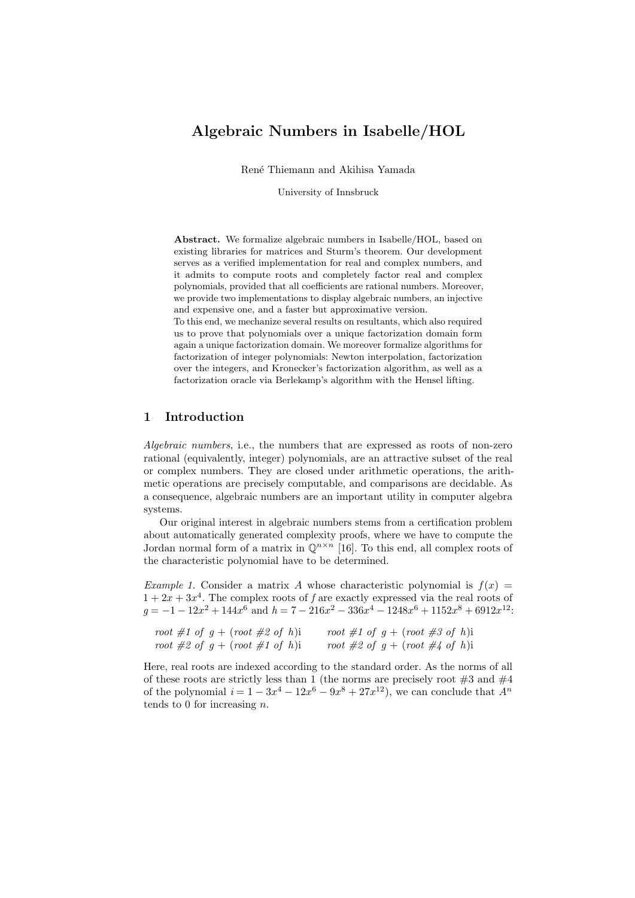# Algebraic Numbers in Isabelle/HOL

René Thiemann and Akihisa Yamada

University of Innsbruck

**Abstract.** We formalize algebraic numbers in Isabelle/HOL, based on existing libraries for matrices and Sturm's theorem. Our development serves as a verified implementation for real and complex numbers, and it admits to compute roots and completely factor real and complex polynomials, provided that all coefficients are rational numbers. Moreover, we provide two implementations to display algebraic numbers, an injective and expensive one, and a faster but approximative version.
To this end, we mechanize several results on resultants, which also required us to prove that polynomials over a unique factorization domain form again a unique factorization domain. We moreover formalize algorithms for factorization of integer polynomials: Newton interpolation, factorization over the integers, and Kronecker's factorization algorithm, as well as a factorization oracle via Berlekamp's algorithm with the Hensel lifting.

## 1 Introduction

*Algebraic numbers*, i.e., the numbers that are expressed as roots of non-zero rational (equivalently, integer) polynomials, are an attractive subset of the real or complex numbers. They are closed under arithmetic operations, the arithmetic operations are precisely computable, and comparisons are decidable. As a consequence, algebraic numbers are an important utility in computer algebra systems.

Our original interest in algebraic numbers stems from a certification problem about automatically generated complexity proofs, where we have to compute the Jordan normal form of a matrix in $\mathbb{Q}^{n \times n}$ [16]. To this end, all complex roots of the characteristic polynomial have to be determined.

*Example 1.* Consider a matrix $A$ whose characteristic polynomial is $f(x) = 1 + 2x + 3x^4$. The complex roots of $f$ are exactly expressed via the real roots of $g = -1 - 12x^2 + 144x^6$ and $h = 7 - 216x^2 - 336x^4 - 1248x^6 + 1152x^8 + 6912x^{12}$:

*root #1 of* $g$ + (*root #2 of* $h$)i  *root #1 of* $g$ + (*root #3 of* $h$)i
*root #2 of* $g$ + (*root #1 of* $h$)i  *root #2 of* $g$ + (*root #4 of* $h$)i

Here, real roots are indexed according to the standard order. As the norms of all of these roots are strictly less than 1 (the norms are precisely root #3 and #4 of the polynomial $i = 1 - 3x^4 - 12x^6 - 9x^8 + 27x^{12}$), we can conclude that $A^n$ tends to 0 for increasing $n$.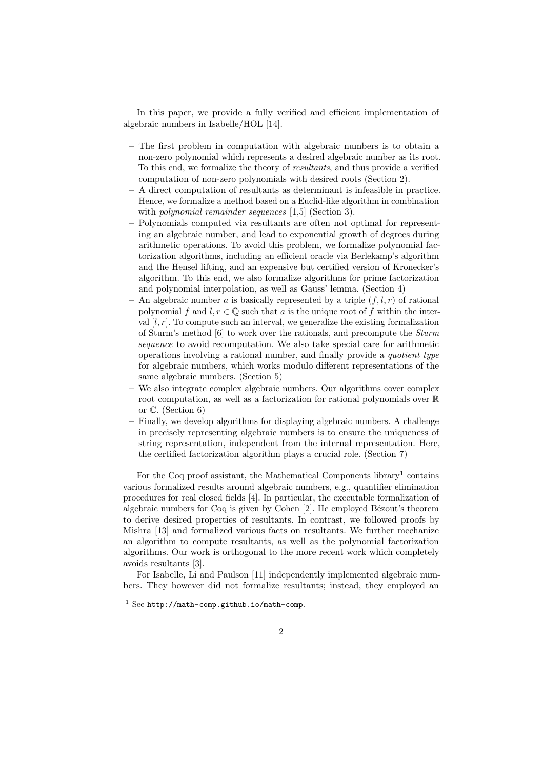In this paper, we provide a fully verified and efficient implementation of algebraic numbers in Isabelle/HOL [14].

- The first problem in computation with algebraic numbers is to obtain a non-zero polynomial which represents a desired algebraic number as its root. To this end, we formalize the theory of *resultants*, and thus provide a verified computation of non-zero polynomials with desired roots (Section 2).
- A direct computation of resultants as determinant is infeasible in practice. Hence, we formalize a method based on a Euclid-like algorithm in combination with *polynomial remainder sequences* [1,5] (Section 3).
- Polynomials computed via resultants are often not optimal for representing an algebraic number, and lead to exponential growth of degrees during arithmetic operations. To avoid this problem, we formalize polynomial factorization algorithms, including an efficient oracle via Berlekamp's algorithm and the Hensel lifting, and an expensive but certified version of Kronecker's algorithm. To this end, we also formalize algorithms for prime factorization and polynomial interpolation, as well as Gauss' lemma. (Section 4)
- An algebraic number $a$ is basically represented by a triple $(f, l, r)$ of rational polynomial $f$ and $l, r \in \mathbb{Q}$ such that $a$ is the unique root of $f$ within the interval $[l, r]$. To compute such an interval, we generalize the existing formalization of Sturm's method [6] to work over the rationals, and precompute the *Sturm sequence* to avoid recomputation. We also take special care for arithmetic operations involving a rational number, and finally provide a *quotient type* for algebraic numbers, which works modulo different representations of the same algebraic numbers. (Section 5)
- We also integrate complex algebraic numbers. Our algorithms cover complex root computation, as well as a factorization for rational polynomials over $\mathbb{R}$ or $\mathbb{C}$. (Section 6)
- Finally, we develop algorithms for displaying algebraic numbers. A challenge in precisely representing algebraic numbers is to ensure the uniqueness of string representation, independent from the internal representation. Here, the certified factorization algorithm plays a crucial role. (Section 7)

For the Coq proof assistant, the Mathematical Components library[1] contains various formalized results around algebraic numbers, e.g., quantifier elimination procedures for real closed fields [4]. In particular, the executable formalization of algebraic numbers for Coq is given by Cohen [2]. He employed Bézout's theorem to derive desired properties of resultants. In contrast, we followed proofs by Mishra [13] and formalized various facts on resultants. We further mechanize an algorithm to compute resultants, as well as the polynomial factorization algorithms. Our work is orthogonal to the more recent work which completely avoids resultants [3].

For Isabelle, Li and Paulson [11] independently implemented algebraic numbers. They however did not formalize resultants; instead, they employed an

[1] See http://math-comp.github.io/math-comp.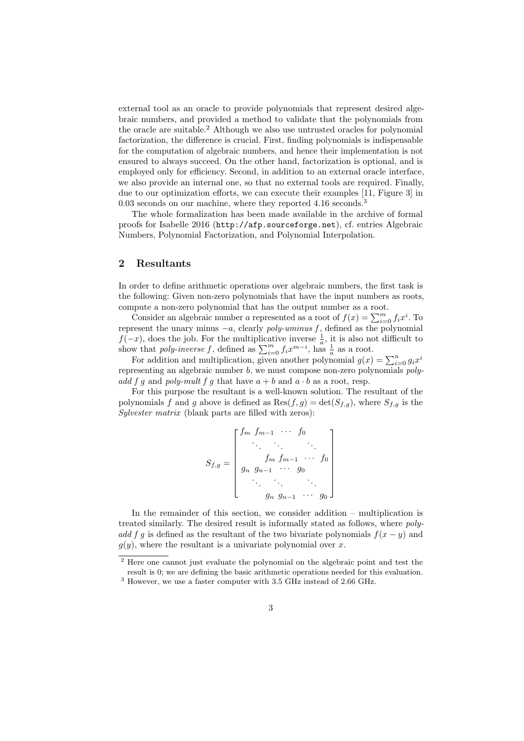external tool as an oracle to provide polynomials that represent desired algebraic numbers, and provided a method to validate that the polynomials from the oracle are suitable.[2] Although we also use untrusted oracles for polynomial factorization, the difference is crucial. First, finding polynomials is indispensable for the computation of algebraic numbers, and hence their implementation is not ensured to always succeed. On the other hand, factorization is optional, and is employed only for efficiency. Second, in addition to an external oracle interface, we also provide an internal one, so that no external tools are required. Finally, due to our optimization efforts, we can execute their examples [11, Figure 3] in 0.03 seconds on our machine, where they reported 4.16 seconds.[3]

The whole formalization has been made available in the archive of formal proofs for Isabelle 2016 (`http://afp.sourceforge.net`), cf. entries Algebraic Numbers, Polynomial Factorization, and Polynomial Interpolation.

## 2 Resultants

In order to define arithmetic operations over algebraic numbers, the first task is the following: Given non-zero polynomials that have the input numbers as roots, compute a non-zero polynomial that has the output number as a root.

Consider an algebraic number $a$ represented as a root of $f(x) = \sum_{i=0}^{m} f_i x^i$. To represent the unary minus $-a$, clearly *poly-uminus* $f$, defined as the polynomial $f(-x)$, does the job. For the multiplicative inverse $\frac{1}{a}$, it is also not difficult to show that *poly-inverse* $f$, defined as $\sum_{i=0}^{m} f_i x^{m-i}$, has $\frac{1}{a}$ as a root.

For addition and multiplication, given another polynomial $g(x) = \sum_{i=0}^{n} g_i x^i$ representing an algebraic number $b$, we must compose non-zero polynomials *poly-add* $f\ g$ and *poly-mult* $f\ g$ that have $a + b$ and $a \cdot b$ as a root, resp.

For this purpose the resultant is a well-known solution. The resultant of the polynomials $f$ and $g$ above is defined as $\mathrm{Res}(f, g) = \det(S_{f,g})$, where $S_{f,g}$ is the *Sylvester matrix* (blank parts are filled with zeros):

$$S_{f,g} = \begin{bmatrix} f_m & f_{m-1} & \cdots & f_0 & & & \\ & \ddots & \ddots & & \ddots & & \\ & & & f_m & f_{m-1} & \cdots & f_0 \\ g_n & g_{n-1} & \cdots & g_0 & & & \\ & \ddots & \ddots & & \ddots & & \\ & & & g_n & g_{n-1} & \cdots & g_0 \end{bmatrix}$$

In the remainder of this section, we consider addition – multiplication is treated similarly. The desired result is informally stated as follows, where *poly-add* $f\ g$ is defined as the resultant of the two bivariate polynomials $f(x - y)$ and $g(y)$, where the resultant is a univariate polynomial over $x$.

[2] Here one cannot just evaluate the polynomial on the algebraic point and test the result is 0; we are defining the basic arithmetic operations needed for this evaluation.

[3] However, we use a faster computer with 3.5 GHz instead of 2.66 GHz.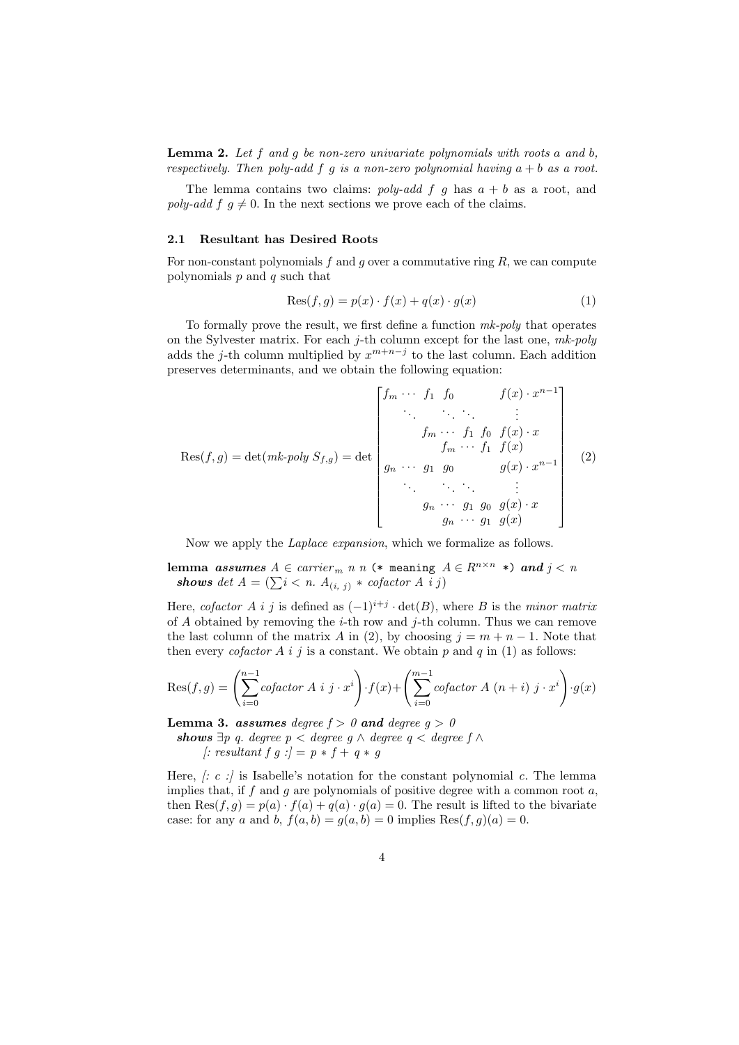**Lemma 2.** *Let $f$ and $g$ be non-zero univariate polynomials with roots $a$ and $b$, respectively. Then poly-add $f$ $g$ is a non-zero polynomial having $a + b$ as a root.*

The lemma contains two claims: *poly-add f g* has $a + b$ as a root, and *poly-add f g* $\neq 0$. In the next sections we prove each of the claims.

### 2.1 Resultant has Desired Roots

For non-constant polynomials $f$ and $g$ over a commutative ring $R$, we can compute polynomials $p$ and $q$ such that

$$\mathrm{Res}(f, g) = p(x) \cdot f(x) + q(x) \cdot g(x) \tag{1}$$

To formally prove the result, we first define a function *mk-poly* that operates on the Sylvester matrix. For each $j$-th column except for the last one, *mk-poly* adds the $j$-th column multiplied by $x^{m+n-j}$ to the last column. Each addition preserves determinants, and we obtain the following equation:

$$\mathrm{Res}(f, g) = \det(\textit{mk-poly}\ S_{f,g}) = \det \begin{bmatrix} f_m & \cdots & f_1 & f_0 & & & f(x) \cdot x^{n-1} \\ & \ddots & & \ddots & \ddots & & \vdots \\ & & f_m & \cdots & f_1 & f_0 & f(x) \cdot x \\ & & & f_m & \cdots & f_1 & f(x) \\ g_n & \cdots & g_1 & g_0 & & & g(x) \cdot x^{n-1} \\ & \ddots & & \ddots & \ddots & & \vdots \\ & & g_n & \cdots & g_1 & g_0 & g(x) \cdot x \\ & & & g_n & \cdots & g_1 & g(x) \end{bmatrix} \tag{2}$$

Now we apply the *Laplace expansion*, which we formalize as follows.

```
lemma assumes A ∈ carrier_m n n (* meaning A ∈ R^{n×n} *) and j < n
  shows det A = (∑i < n. A_(i, j) * cofactor A i j)
```

Here, *cofactor A i j* is defined as $(-1)^{i+j} \cdot \det(B)$, where $B$ is the *minor matrix* of $A$ obtained by removing the $i$-th row and $j$-th column. Thus we can remove the last column of the matrix $A$ in (2), by choosing $j = m + n - 1$. Note that then every *cofactor A i j* is a constant. We obtain $p$ and $q$ in (1) as follows:

$$\mathrm{Res}(f, g) = \left( \sum_{i=0}^{n-1} \textit{cofactor}\ A\ i\ j \cdot x^i \right) \cdot f(x) + \left( \sum_{i=0}^{m-1} \textit{cofactor}\ A\ (n+i)\ j \cdot x^i \right) \cdot g(x)$$

**Lemma 3.** ***assumes*** *degree f > 0* ***and*** *degree g > 0*
***shows*** $\exists$*p q. degree p < degree g* $\wedge$ *degree q < degree f* $\wedge$
*[: resultant f g :] = p * f + q * g*

Here, *[: c :]* is Isabelle's notation for the constant polynomial $c$. The lemma implies that, if $f$ and $g$ are polynomials of positive degree with a common root $a$, then $\mathrm{Res}(f, g) = p(a) \cdot f(a) + q(a) \cdot g(a) = 0$. The result is lifted to the bivariate case: for any $a$ and $b$, $f(a, b) = g(a, b) = 0$ implies $\mathrm{Res}(f, g)(a) = 0$.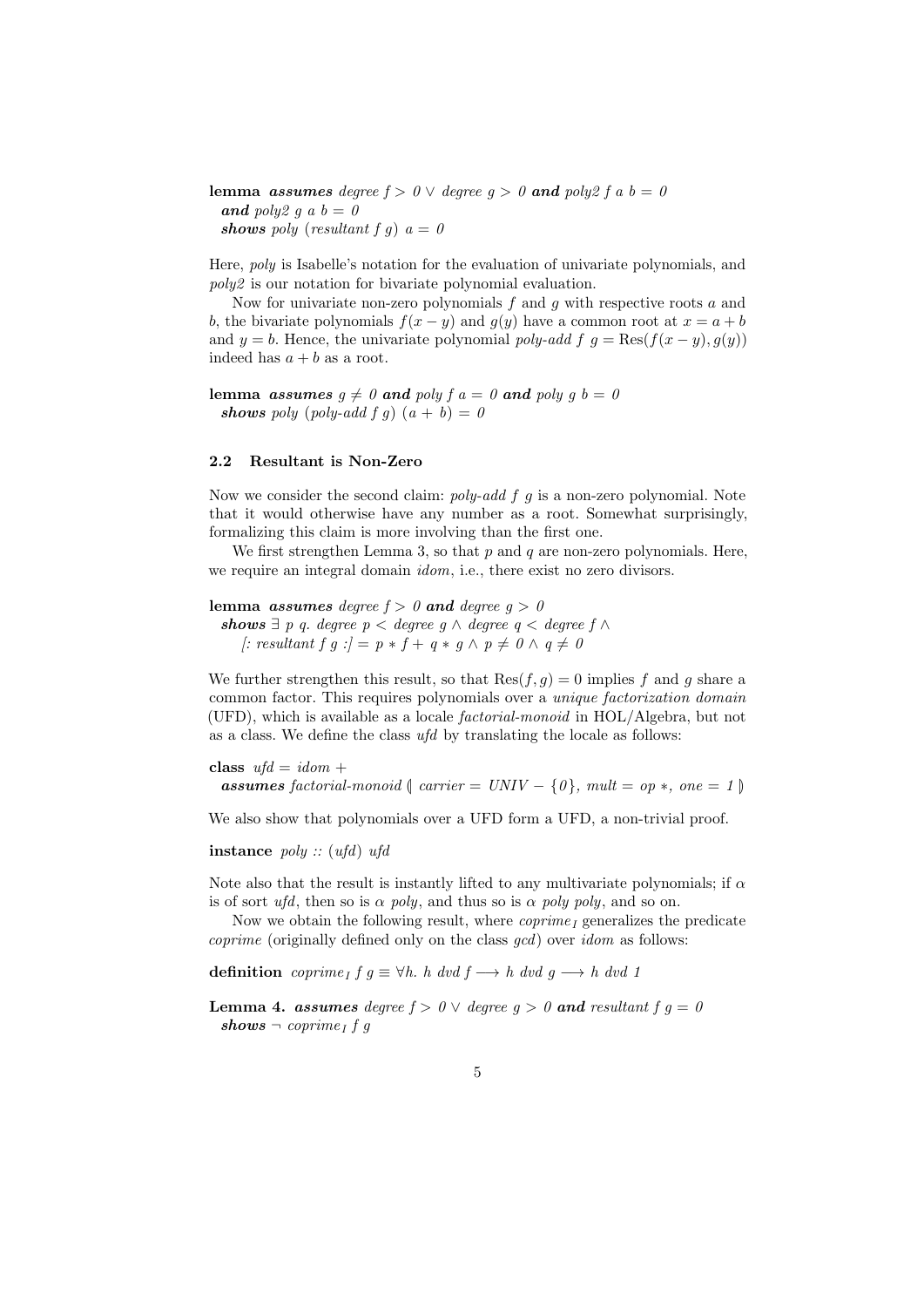**lemma** ***assumes*** *degree f > 0* ∨ *degree g > 0* ***and*** *poly2 f a b = 0*
  ***and*** *poly2 g a b = 0*
  ***shows*** *poly (resultant f g) a = 0*

Here, *poly* is Isabelle's notation for the evaluation of univariate polynomials, and *poly2* is our notation for bivariate polynomial evaluation.

Now for univariate non-zero polynomials $f$ and $g$ with respective roots $a$ and $b$, the bivariate polynomials $f(x - y)$ and $g(y)$ have a common root at $x = a + b$ and $y = b$. Hence, the univariate polynomial *poly-add f g* $= \mathrm{Res}(f(x - y), g(y))$ indeed has $a + b$ as a root.

**lemma** ***assumes*** *g* ≠ *0* ***and*** *poly f a = 0* ***and*** *poly g b = 0*
  ***shows*** *poly (poly-add f g) (a + b) = 0*

### 2.2 Resultant is Non-Zero

Now we consider the second claim: *poly-add f g* is a non-zero polynomial. Note that it would otherwise have any number as a root. Somewhat surprisingly, formalizing this claim is more involving than the first one.

We first strengthen Lemma 3, so that $p$ and $q$ are non-zero polynomials. Here, we require an integral domain *idom*, i.e., there exist no zero divisors.

**lemma** ***assumes*** *degree f > 0* ***and*** *degree g > 0*
  ***shows*** ∃ *p q. degree p < degree g* ∧ *degree q < degree f* ∧
    *[: resultant f g :] = p ∗ f + q ∗ g* ∧ *p* ≠ *0* ∧ *q* ≠ *0*

We further strengthen this result, so that $\mathrm{Res}(f, g) = 0$ implies $f$ and $g$ share a common factor. This requires polynomials over a *unique factorization domain* (UFD), which is available as a locale *factorial-monoid* in HOL/Algebra, but not as a class. We define the class *ufd* by translating the locale as follows:

**class** *ufd = idom +*
  ***assumes*** *factorial-monoid* ⦇ *carrier = UNIV − {0}, mult = op ∗, one = 1* ⦈

We also show that polynomials over a UFD form a UFD, a non-trivial proof.

**instance** *poly :: (ufd) ufd*

Note also that the result is instantly lifted to any multivariate polynomials; if $\alpha$ is of sort *ufd*, then so is $\alpha$ *poly*, and thus so is $\alpha$ *poly poly*, and so on.

Now we obtain the following result, where $coprime_I$ generalizes the predicate *coprime* (originally defined only on the class *gcd*) over *idom* as follows:

**definition** $coprime_I$ *f g* ≡ ∀*h. h dvd f* ⟶ *h dvd g* ⟶ *h dvd 1*

**Lemma 4.** ***assumes*** *degree f > 0* ∨ *degree g > 0* ***and*** *resultant f g = 0*
  ***shows*** ¬ $coprime_I$ *f g*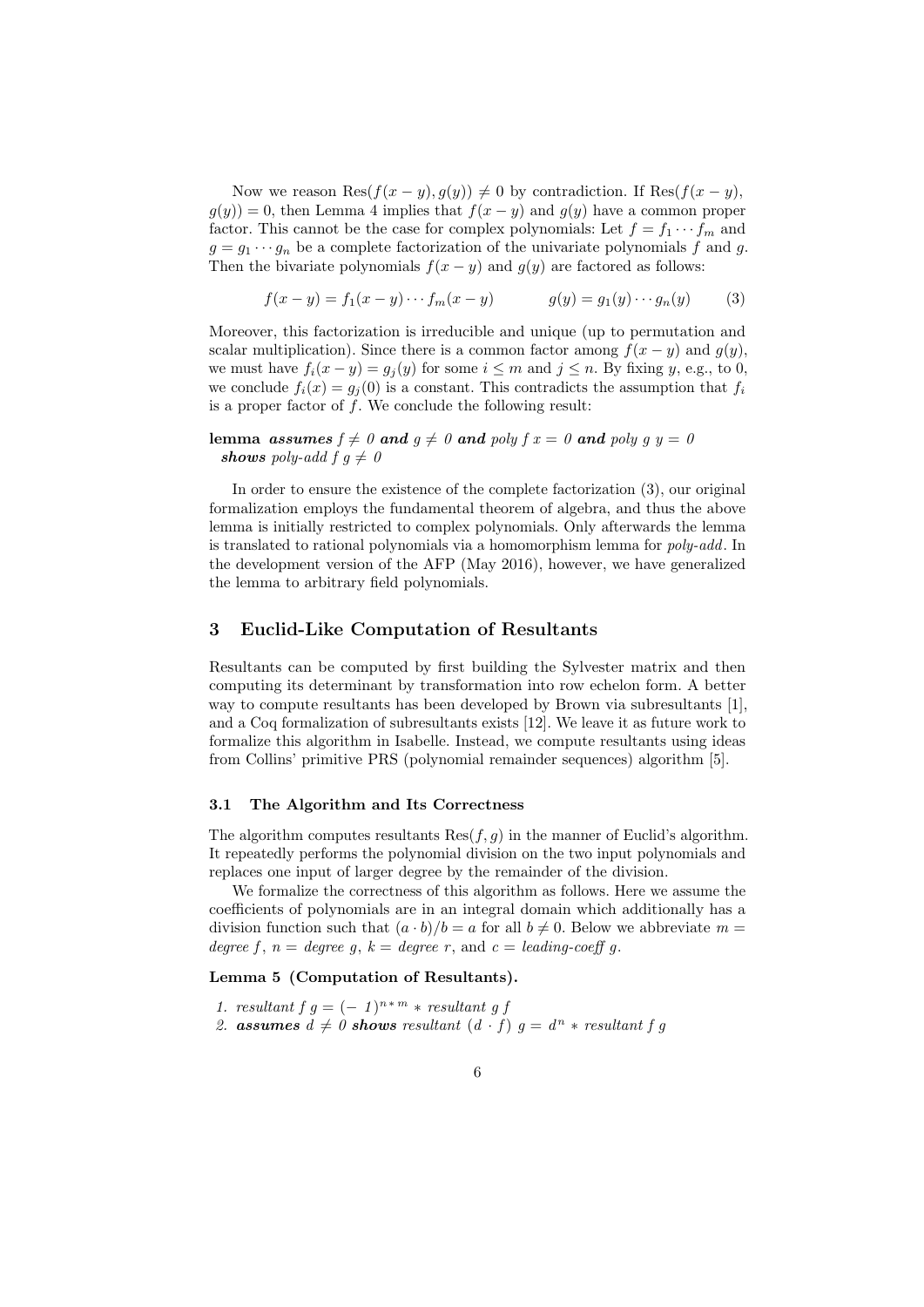Now we reason $\text{Res}(f(x-y), g(y)) \neq 0$ by contradiction. If $\text{Res}(f(x-y), g(y)) = 0$, then Lemma 4 implies that $f(x-y)$ and $g(y)$ have a common proper factor. This cannot be the case for complex polynomials: Let $f = f_1 \cdots f_m$ and $g = g_1 \cdots g_n$ be a complete factorization of the univariate polynomials $f$ and $g$. Then the bivariate polynomials $f(x-y)$ and $g(y)$ are factored as follows:

$$f(x-y) = f_1(x-y) \cdots f_m(x-y) \qquad\qquad g(y) = g_1(y) \cdots g_n(y) \tag{3}$$

Moreover, this factorization is irreducible and unique (up to permutation and scalar multiplication). Since there is a common factor among $f(x-y)$ and $g(y)$, we must have $f_i(x-y) = g_j(y)$ for some $i \leq m$ and $j \leq n$. By fixing $y$, e.g., to 0, we conclude $f_i(x) = g_j(0)$ is a constant. This contradicts the assumption that $f_i$ is a proper factor of $f$. We conclude the following result:

**lemma** ***assumes*** *$f \neq 0$* ***and*** *$g \neq 0$* ***and*** *poly f x = 0* ***and*** *poly g y = 0*
***shows*** *poly-add f g $\neq$ 0*

In order to ensure the existence of the complete factorization (3), our original formalization employs the fundamental theorem of algebra, and thus the above lemma is initially restricted to complex polynomials. Only afterwards the lemma is translated to rational polynomials via a homomorphism lemma for *poly-add*. In the development version of the AFP (May 2016), however, we have generalized the lemma to arbitrary field polynomials.

## 3 Euclid-Like Computation of Resultants

Resultants can be computed by first building the Sylvester matrix and then computing its determinant by transformation into row echelon form. A better way to compute resultants has been developed by Brown via subresultants [1], and a Coq formalization of subresultants exists [12]. We leave it as future work to formalize this algorithm in Isabelle. Instead, we compute resultants using ideas from Collins' primitive PRS (polynomial remainder sequences) algorithm [5].

### 3.1 The Algorithm and Its Correctness

The algorithm computes resultants $\text{Res}(f, g)$ in the manner of Euclid's algorithm. It repeatedly performs the polynomial division on the two input polynomials and replaces one input of larger degree by the remainder of the division.

We formalize the correctness of this algorithm as follows. Here we assume the coefficients of polynomials are in an integral domain which additionally has a division function such that $(a \cdot b)/b = a$ for all $b \neq 0$. Below we abbreviate $m =$ *degree f*, $n =$ *degree g*, $k =$ *degree r*, and $c =$ *leading-coeff g*.

**Lemma 5 (Computation of Resultants).**

1. *resultant f g = $(-1)^{n*m}$ * resultant g f*
2. ***assumes*** *$d \neq 0$* ***shows*** *resultant $(d \cdot f)$ g = $d^n$ * resultant f g*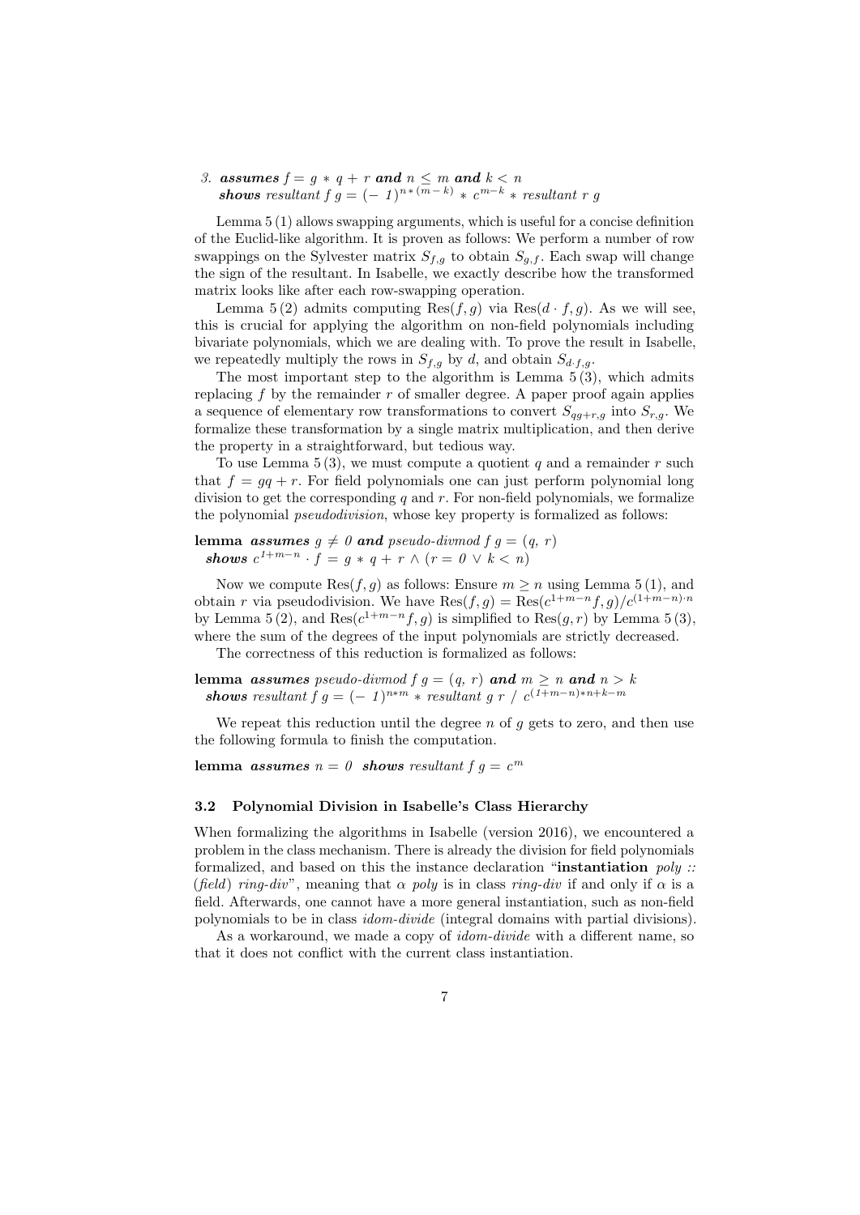3. ***assumes*** $f = g * q + r$ ***and*** $n \leq m$ ***and*** $k < n$
***shows*** *resultant f g* $= (-1)^{n*(m-k)} * c^{m-k} *$ *resultant r g*

Lemma 5 (1) allows swapping arguments, which is useful for a concise definition of the Euclid-like algorithm. It is proven as follows: We perform a number of row swappings on the Sylvester matrix $S_{f,g}$ to obtain $S_{g,f}$. Each swap will change the sign of the resultant. In Isabelle, we exactly describe how the transformed matrix looks like after each row-swapping operation.

Lemma 5 (2) admits computing $\mathrm{Res}(f, g)$ via $\mathrm{Res}(d \cdot f, g)$. As we will see, this is crucial for applying the algorithm on non-field polynomials including bivariate polynomials, which we are dealing with. To prove the result in Isabelle, we repeatedly multiply the rows in $S_{f,g}$ by $d$, and obtain $S_{d \cdot f,g}$.

The most important step to the algorithm is Lemma 5 (3), which admits replacing $f$ by the remainder $r$ of smaller degree. A paper proof again applies a sequence of elementary row transformations to convert $S_{qg+r,g}$ into $S_{r,g}$. We formalize these transformation by a single matrix multiplication, and then derive the property in a straightforward, but tedious way.

To use Lemma 5 (3), we must compute a quotient $q$ and a remainder $r$ such that $f = gq + r$. For field polynomials one can just perform polynomial long division to get the corresponding $q$ and $r$. For non-field polynomials, we formalize the polynomial *pseudodivision*, whose key property is formalized as follows:

**lemma** ***assumes*** $g \neq 0$ ***and*** *pseudo-divmod f g* $= (q, r)$
***shows*** $c^{1+m-n} \cdot f = g * q + r \wedge (r = 0 \vee k < n)$

Now we compute $\mathrm{Res}(f, g)$ as follows: Ensure $m \geq n$ using Lemma 5 (1), and obtain $r$ via pseudodivision. We have $\mathrm{Res}(f, g) = \mathrm{Res}(c^{1+m-n}f, g)/c^{(1+m-n)\cdot n}$ by Lemma 5 (2), and $\mathrm{Res}(c^{1+m-n}f, g)$ is simplified to $\mathrm{Res}(g, r)$ by Lemma 5 (3), where the sum of the degrees of the input polynomials are strictly decreased.

The correctness of this reduction is formalized as follows:

**lemma** ***assumes*** *pseudo-divmod f g* $= (q, r)$ ***and*** $m \geq n$ ***and*** $n > k$
***shows*** *resultant f g* $= (-1)^{n*m} *$ *resultant g r* $/\ c^{(1+m-n)*n+k-m}$

We repeat this reduction until the degree $n$ of $g$ gets to zero, and then use the following formula to finish the computation.

**lemma** ***assumes*** $n = 0$ ***shows*** *resultant f g* $= c^m$

### 3.2 Polynomial Division in Isabelle's Class Hierarchy

When formalizing the algorithms in Isabelle (version 2016), we encountered a problem in the class mechanism. There is already the division for field polynomials formalized, and based on this the instance declaration "**instantiation** *poly :: (field) ring-div*", meaning that $\alpha$ *poly* is in class *ring-div* if and only if $\alpha$ is a field. Afterwards, one cannot have a more general instantiation, such as non-field polynomials to be in class *idom-divide* (integral domains with partial divisions).

As a workaround, we made a copy of *idom-divide* with a different name, so that it does not conflict with the current class instantiation.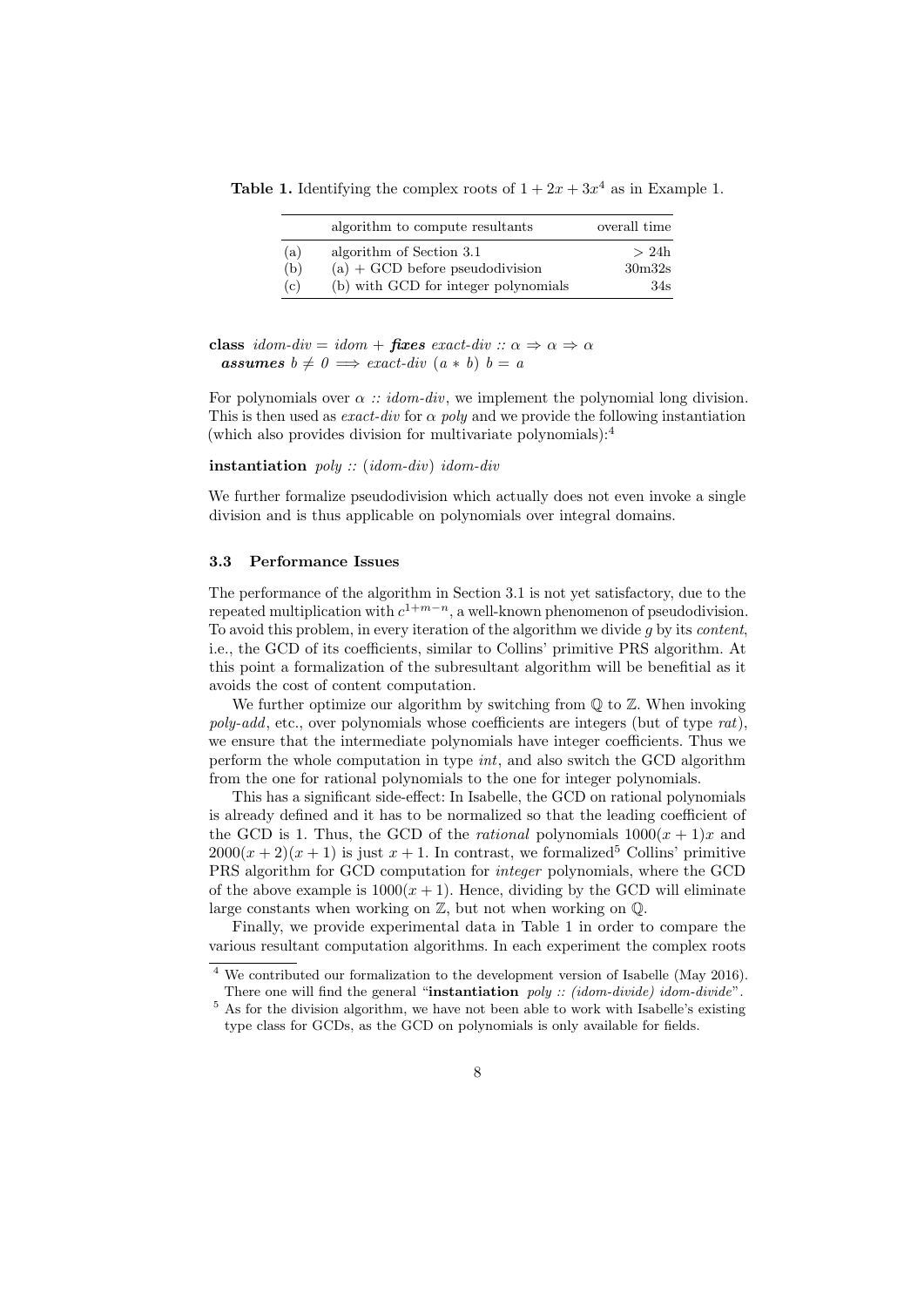**Table 1.** Identifying the complex roots of $1 + 2x + 3x^4$ as in Example 1.

| | algorithm to compute resultants | overall time |
|---|---|---|
| (a) | algorithm of Section 3.1 | $> 24$h |
| (b) | (a) + GCD before pseudodivision | 30m32s |
| (c) | (b) with GCD for integer polynomials | 34s |

**class** *idom-div* = *idom* + ***fixes*** *exact-div* :: $\alpha \Rightarrow \alpha \Rightarrow \alpha$
***assumes*** $b \neq 0 \Longrightarrow$ *exact-div* $(a * b)$ $b = a$

For polynomials over $\alpha$ :: *idom-div*, we implement the polynomial long division. This is then used as *exact-div* for $\alpha$ *poly* and we provide the following instantiation (which also provides division for multivariate polynomials):[4]

**instantiation** *poly* :: (*idom-div*) *idom-div*

We further formalize pseudodivision which actually does not even invoke a single division and is thus applicable on polynomials over integral domains.

### 3.3 Performance Issues

The performance of the algorithm in Section 3.1 is not yet satisfactory, due to the repeated multiplication with $c^{1+m-n}$, a well-known phenomenon of pseudodivision. To avoid this problem, in every iteration of the algorithm we divide $g$ by its *content*, i.e., the GCD of its coefficients, similar to Collins' primitive PRS algorithm. At this point a formalization of the subresultant algorithm will be benefitial as it avoids the cost of content computation.

We further optimize our algorithm by switching from $\mathbb{Q}$ to $\mathbb{Z}$. When invoking *poly-add*, etc., over polynomials whose coefficients are integers (but of type *rat*), we ensure that the intermediate polynomials have integer coefficients. Thus we perform the whole computation in type *int*, and also switch the GCD algorithm from the one for rational polynomials to the one for integer polynomials.

This has a significant side-effect: In Isabelle, the GCD on rational polynomials is already defined and it has to be normalized so that the leading coefficient of the GCD is 1. Thus, the GCD of the *rational* polynomials $1000(x + 1)x$ and $2000(x + 2)(x + 1)$ is just $x + 1$. In contrast, we formalized[5] Collins' primitive PRS algorithm for GCD computation for *integer* polynomials, where the GCD of the above example is $1000(x + 1)$. Hence, dividing by the GCD will eliminate large constants when working on $\mathbb{Z}$, but not when working on $\mathbb{Q}$.

Finally, we provide experimental data in Table 1 in order to compare the various resultant computation algorithms. In each experiment the complex roots

---

[4] We contributed our formalization to the development version of Isabelle (May 2016). There one will find the general "**instantiation** *poly :: (idom-divide) idom-divide*".

[5] As for the division algorithm, we have not been able to work with Isabelle's existing type class for GCDs, as the GCD on polynomials is only available for fields.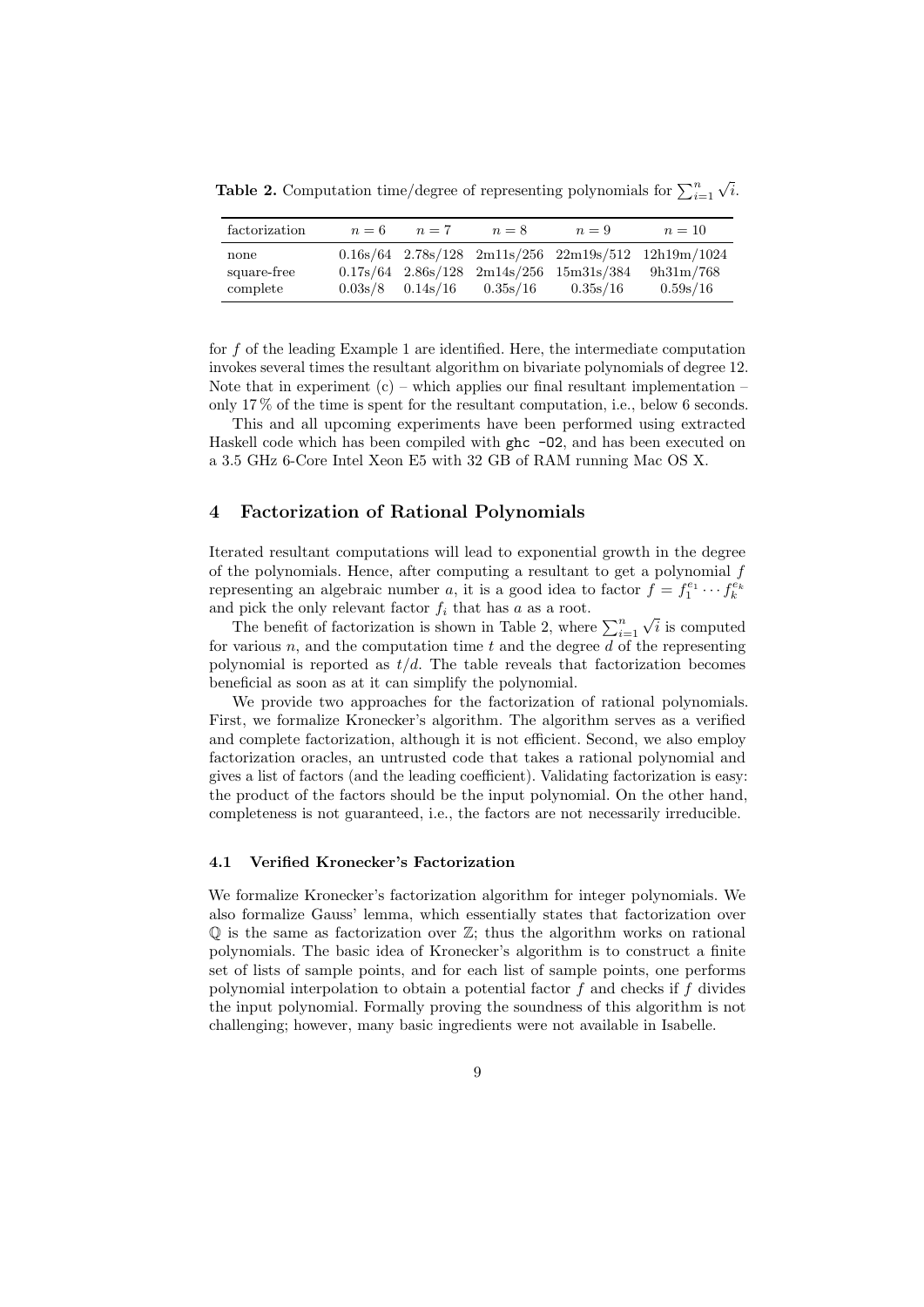**Table 2.** Computation time/degree of representing polynomials for $\sum_{i=1}^{n} \sqrt{i}$.

| factorization | $n = 6$ | $n = 7$ | $n = 8$ | $n = 9$ | $n = 10$ |
|---|---|---|---|---|---|
| none | 0.16s/64 | 2.78s/128 | 2m11s/256 | 22m19s/512 | 12h19m/1024 |
| square-free | 0.17s/64 | 2.86s/128 | 2m14s/256 | 15m31s/384 | 9h31m/768 |
| complete | 0.03s/8 | 0.14s/16 | 0.35s/16 | 0.35s/16 | 0.59s/16 |

for $f$ of the leading Example 1 are identified. Here, the intermediate computation invokes several times the resultant algorithm on bivariate polynomials of degree 12. Note that in experiment (c) – which applies our final resultant implementation – only 17 % of the time is spent for the resultant computation, i.e., below 6 seconds.

This and all upcoming experiments have been performed using extracted Haskell code which has been compiled with `ghc -O2`, and has been executed on a 3.5 GHz 6-Core Intel Xeon E5 with 32 GB of RAM running Mac OS X.

## 4 Factorization of Rational Polynomials

Iterated resultant computations will lead to exponential growth in the degree of the polynomials. Hence, after computing a resultant to get a polynomial $f$ representing an algebraic number $a$, it is a good idea to factor $f = f_1^{e_1} \cdots f_k^{e_k}$ and pick the only relevant factor $f_i$ that has $a$ as a root.

The benefit of factorization is shown in Table 2, where $\sum_{i=1}^{n} \sqrt{i}$ is computed for various $n$, and the computation time $t$ and the degree $d$ of the representing polynomial is reported as $t/d$. The table reveals that factorization becomes beneficial as soon as at it can simplify the polynomial.

We provide two approaches for the factorization of rational polynomials. First, we formalize Kronecker's algorithm. The algorithm serves as a verified and complete factorization, although it is not efficient. Second, we also employ factorization oracles, an untrusted code that takes a rational polynomial and gives a list of factors (and the leading coefficient). Validating factorization is easy: the product of the factors should be the input polynomial. On the other hand, completeness is not guaranteed, i.e., the factors are not necessarily irreducible.

### 4.1 Verified Kronecker's Factorization

We formalize Kronecker's factorization algorithm for integer polynomials. We also formalize Gauss' lemma, which essentially states that factorization over $\mathbb{Q}$ is the same as factorization over $\mathbb{Z}$; thus the algorithm works on rational polynomials. The basic idea of Kronecker's algorithm is to construct a finite set of lists of sample points, and for each list of sample points, one performs polynomial interpolation to obtain a potential factor $f$ and checks if $f$ divides the input polynomial. Formally proving the soundness of this algorithm is not challenging; however, many basic ingredients were not available in Isabelle.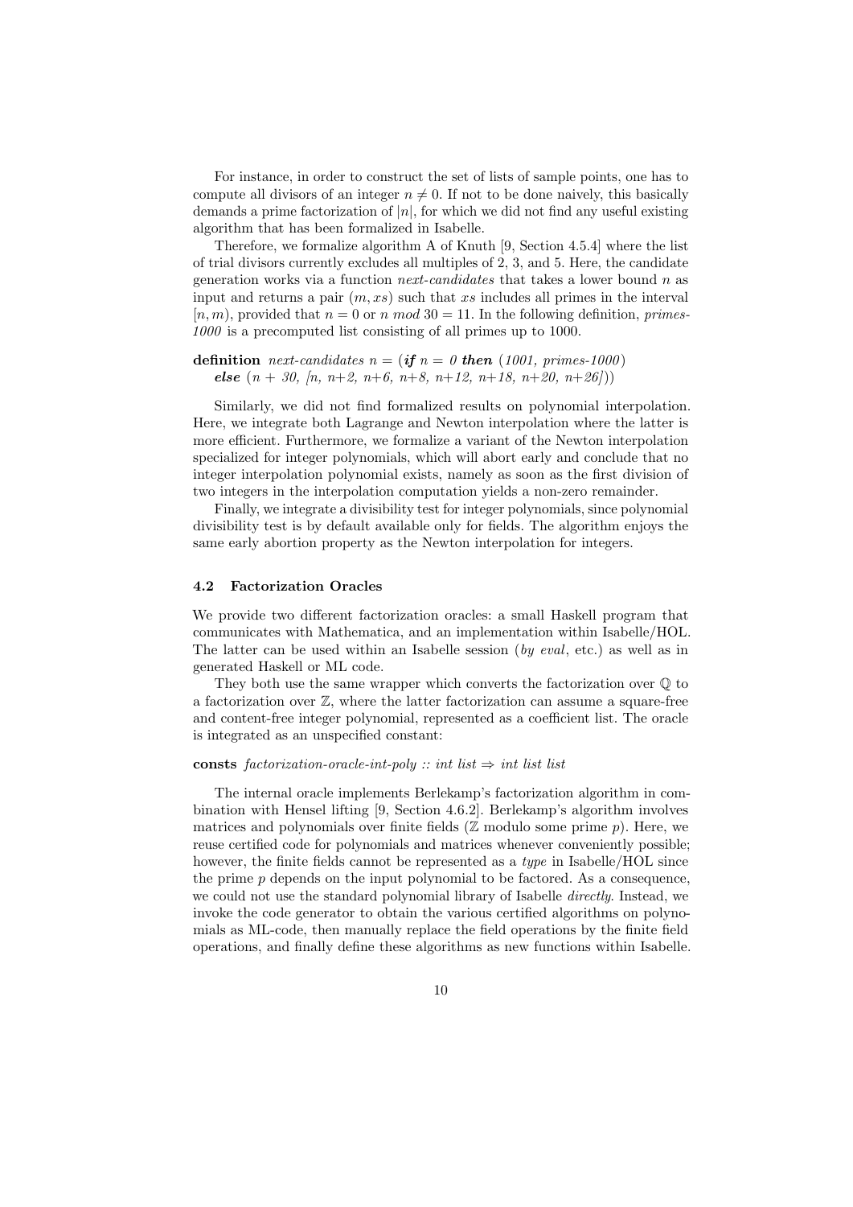For instance, in order to construct the set of lists of sample points, one has to compute all divisors of an integer $n \neq 0$. If not to be done naively, this basically demands a prime factorization of $|n|$, for which we did not find any useful existing algorithm that has been formalized in Isabelle.

Therefore, we formalize algorithm A of Knuth [9, Section 4.5.4] where the list of trial divisors currently excludes all multiples of 2, 3, and 5. Here, the candidate generation works via a function *next-candidates* that takes a lower bound $n$ as input and returns a pair $(m, xs)$ such that $xs$ includes all primes in the interval $[n, m)$, provided that $n = 0$ or $n \bmod 30 = 11$. In the following definition, *primes-1000* is a precomputed list consisting of all primes up to 1000.

```
definition next-candidates n = (if n = 0 then (1001, primes-1000)
   else (n + 30, [n, n+2, n+6, n+8, n+12, n+18, n+20, n+26]))
```

Similarly, we did not find formalized results on polynomial interpolation. Here, we integrate both Lagrange and Newton interpolation where the latter is more efficient. Furthermore, we formalize a variant of the Newton interpolation specialized for integer polynomials, which will abort early and conclude that no integer interpolation polynomial exists, namely as soon as the first division of two integers in the interpolation computation yields a non-zero remainder.

Finally, we integrate a divisibility test for integer polynomials, since polynomial divisibility test is by default available only for fields. The algorithm enjoys the same early abortion property as the Newton interpolation for integers.

### 4.2 Factorization Oracles

We provide two different factorization oracles: a small Haskell program that communicates with Mathematica, and an implementation within Isabelle/HOL. The latter can be used within an Isabelle session (*by eval*, etc.) as well as in generated Haskell or ML code.

They both use the same wrapper which converts the factorization over $\mathbb{Q}$ to a factorization over $\mathbb{Z}$, where the latter factorization can assume a square-free and content-free integer polynomial, represented as a coefficient list. The oracle is integrated as an unspecified constant:

```
consts factorization-oracle-int-poly :: int list ⇒ int list list
```

The internal oracle implements Berlekamp's factorization algorithm in combination with Hensel lifting [9, Section 4.6.2]. Berlekamp's algorithm involves matrices and polynomials over finite fields ($\mathbb{Z}$ modulo some prime $p$). Here, we reuse certified code for polynomials and matrices whenever conveniently possible; however, the finite fields cannot be represented as a *type* in Isabelle/HOL since the prime $p$ depends on the input polynomial to be factored. As a consequence, we could not use the standard polynomial library of Isabelle *directly*. Instead, we invoke the code generator to obtain the various certified algorithms on polynomials as ML-code, then manually replace the field operations by the finite field operations, and finally define these algorithms as new functions within Isabelle.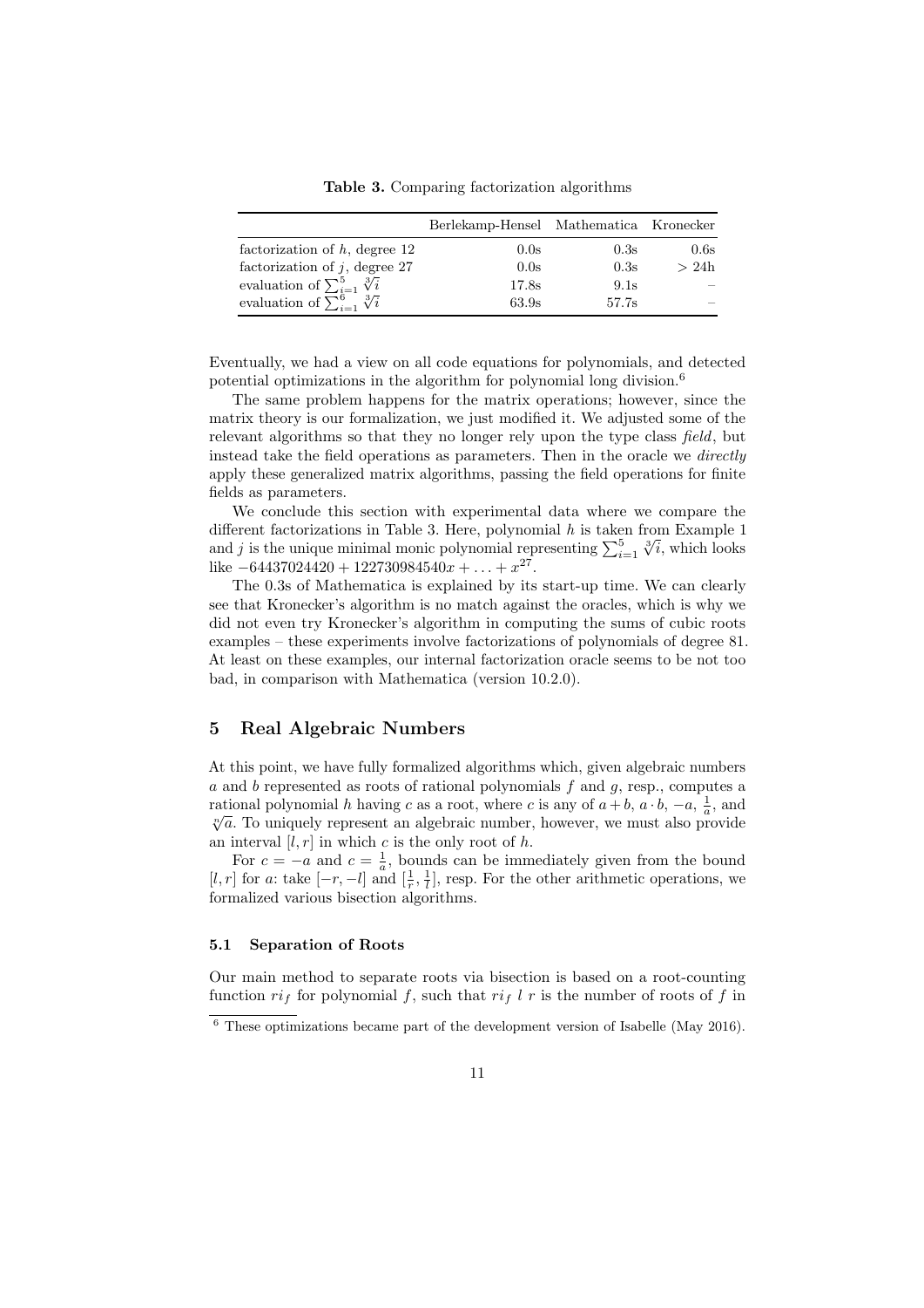**Table 3.** Comparing factorization algorithms

| | Berlekamp-Hensel | Mathematica | Kronecker |
|---|---|---|---|
| factorization of $h$, degree 12 | 0.0s | 0.3s | 0.6s |
| factorization of $j$, degree 27 | 0.0s | 0.3s | > 24h |
| evaluation of $\sum_{i=1}^{5} \sqrt[3]{i}$ | 17.8s | 9.1s | – |
| evaluation of $\sum_{i=1}^{6} \sqrt[3]{i}$ | 63.9s | 57.7s | – |

Eventually, we had a view on all code equations for polynomials, and detected potential optimizations in the algorithm for polynomial long division.[6]

The same problem happens for the matrix operations; however, since the matrix theory is our formalization, we just modified it. We adjusted some of the relevant algorithms so that they no longer rely upon the type class *field*, but instead take the field operations as parameters. Then in the oracle we *directly* apply these generalized matrix algorithms, passing the field operations for finite fields as parameters.

We conclude this section with experimental data where we compare the different factorizations in Table 3. Here, polynomial $h$ is taken from Example 1 and $j$ is the unique minimal monic polynomial representing $\sum_{i=1}^{5} \sqrt[3]{i}$, which looks like $-64437024420 + 122730984540x + \ldots + x^{27}$.

The 0.3s of Mathematica is explained by its start-up time. We can clearly see that Kronecker's algorithm is no match against the oracles, which is why we did not even try Kronecker's algorithm in computing the sums of cubic roots examples – these experiments involve factorizations of polynomials of degree 81. At least on these examples, our internal factorization oracle seems to be not too bad, in comparison with Mathematica (version 10.2.0).

## 5 Real Algebraic Numbers

At this point, we have fully formalized algorithms which, given algebraic numbers $a$ and $b$ represented as roots of rational polynomials $f$ and $g$, resp., computes a rational polynomial $h$ having $c$ as a root, where $c$ is any of $a + b$, $a \cdot b$, $-a$, $\frac{1}{a}$, and $\sqrt[n]{a}$. To uniquely represent an algebraic number, however, we must also provide an interval $[l, r]$ in which $c$ is the only root of $h$.

For $c = -a$ and $c = \frac{1}{a}$, bounds can be immediately given from the bound $[l, r]$ for $a$: take $[-r, -l]$ and $[\frac{1}{r}, \frac{1}{l}]$, resp. For the other arithmetic operations, we formalized various bisection algorithms.

### 5.1 Separation of Roots

Our main method to separate roots via bisection is based on a root-counting function $ri_f$ for polynomial $f$, such that $ri_f\ l\ r$ is the number of roots of $f$ in

[6] These optimizations became part of the development version of Isabelle (May 2016).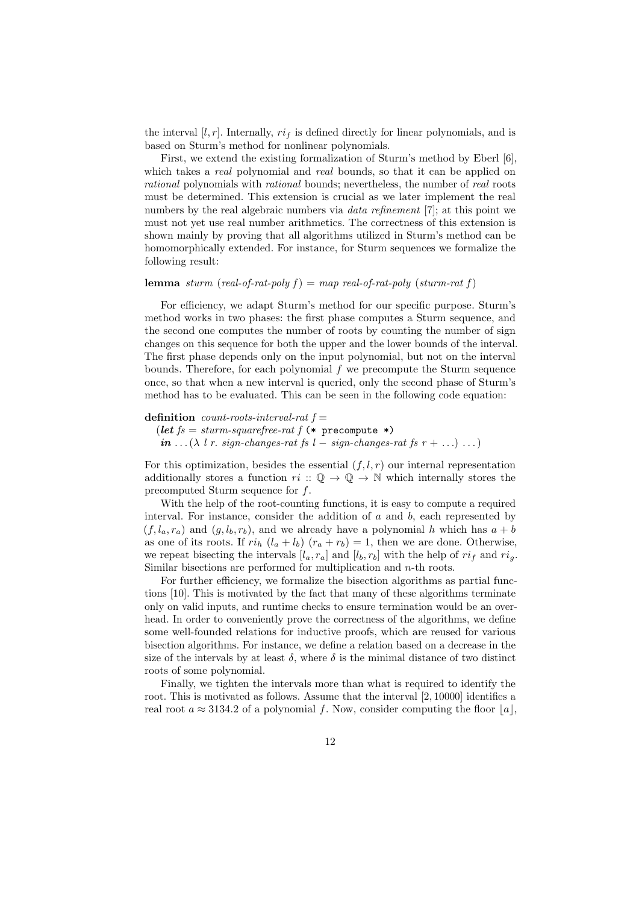the interval $[l, r]$. Internally, $ri_f$ is defined directly for linear polynomials, and is based on Sturm's method for nonlinear polynomials.

First, we extend the existing formalization of Sturm's method by Eberl [6], which takes a *real* polynomial and *real* bounds, so that it can be applied on *rational* polynomials with *rational* bounds; nevertheless, the number of *real* roots must be determined. This extension is crucial as we later implement the real numbers by the real algebraic numbers via *data refinement* [7]; at this point we must not yet use real number arithmetics. The correctness of this extension is shown mainly by proving that all algorithms utilized in Sturm's method can be homomorphically extended. For instance, for Sturm sequences we formalize the following result:

**lemma** *sturm* (*real-of-rat-poly f*) = *map real-of-rat-poly* (*sturm-rat f*)

For efficiency, we adapt Sturm's method for our specific purpose. Sturm's method works in two phases: the first phase computes a Sturm sequence, and the second one computes the number of roots by counting the number of sign changes on this sequence for both the upper and the lower bounds of the interval. The first phase depends only on the input polynomial, but not on the interval bounds. Therefore, for each polynomial $f$ we precompute the Sturm sequence once, so that when a new interval is queried, only the second phase of Sturm's method has to be evaluated. This can be seen in the following code equation:

**definition** *count-roots-interval-rat f* =
  (***let*** *fs* = *sturm-squarefree-rat f* `(* precompute *)`
  ***in*** ... ($\lambda$ *l r. sign-changes-rat fs l* − *sign-changes-rat fs r* + ...) ...)

For this optimization, besides the essential $(f, l, r)$ our internal representation additionally stores a function $ri :: \mathbb{Q} \to \mathbb{Q} \to \mathbb{N}$ which internally stores the precomputed Sturm sequence for $f$.

With the help of the root-counting functions, it is easy to compute a required interval. For instance, consider the addition of $a$ and $b$, each represented by $(f, l_a, r_a)$ and $(g, l_b, r_b)$, and we already have a polynomial $h$ which has $a + b$ as one of its roots. If $ri_h\ (l_a + l_b)\ (r_a + r_b) = 1$, then we are done. Otherwise, we repeat bisecting the intervals $[l_a, r_a]$ and $[l_b, r_b]$ with the help of $ri_f$ and $ri_g$. Similar bisections are performed for multiplication and $n$-th roots.

For further efficiency, we formalize the bisection algorithms as partial functions [10]. This is motivated by the fact that many of these algorithms terminate only on valid inputs, and runtime checks to ensure termination would be an overhead. In order to conveniently prove the correctness of the algorithms, we define some well-founded relations for inductive proofs, which are reused for various bisection algorithms. For instance, we define a relation based on a decrease in the size of the intervals by at least $\delta$, where $\delta$ is the minimal distance of two distinct roots of some polynomial.

Finally, we tighten the intervals more than what is required to identify the root. This is motivated as follows. Assume that the interval $[2, 10000]$ identifies a real root $a \approx 3134.2$ of a polynomial $f$. Now, consider computing the floor $\lfloor a \rfloor$,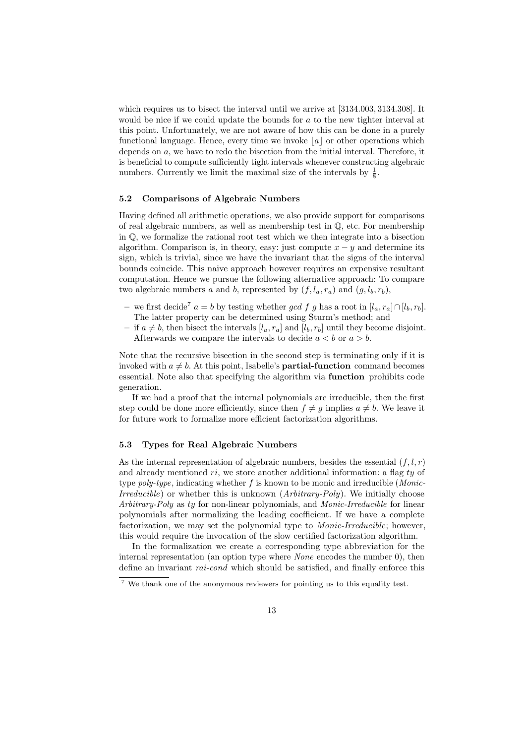which requires us to bisect the interval until we arrive at $[3134.003, 3134.308]$. It would be nice if we could update the bounds for $a$ to the new tighter interval at this point. Unfortunately, we are not aware of how this can be done in a purely functional language. Hence, every time we invoke $\lfloor a \rfloor$ or other operations which depends on $a$, we have to redo the bisection from the initial interval. Therefore, it is beneficial to compute sufficiently tight intervals whenever constructing algebraic numbers. Currently we limit the maximal size of the intervals by $\frac{1}{8}$.

### 5.2 Comparisons of Algebraic Numbers

Having defined all arithmetic operations, we also provide support for comparisons of real algebraic numbers, as well as membership test in $\mathbb{Q}$, etc. For membership in $\mathbb{Q}$, we formalize the rational root test which we then integrate into a bisection algorithm. Comparison is, in theory, easy: just compute $x - y$ and determine its sign, which is trivial, since we have the invariant that the signs of the interval bounds coincide. This naive approach however requires an expensive resultant computation. Hence we pursue the following alternative approach: To compare two algebraic numbers $a$ and $b$, represented by $(f, l_a, r_a)$ and $(g, l_b, r_b)$,

- we first decide[7] $a = b$ by testing whether *gcd* $f$ $g$ has a root in $[l_a, r_a] \cap [l_b, r_b]$. The latter property can be determined using Sturm's method; and
- if $a \neq b$, then bisect the intervals $[l_a, r_a]$ and $[l_b, r_b]$ until they become disjoint. Afterwards we compare the intervals to decide $a < b$ or $a > b$.

Note that the recursive bisection in the second step is terminating only if it is invoked with $a \neq b$. At this point, Isabelle's **partial-function** command becomes essential. Note also that specifying the algorithm via **function** prohibits code generation.

If we had a proof that the internal polynomials are irreducible, then the first step could be done more efficiently, since then $f \neq g$ implies $a \neq b$. We leave it for future work to formalize more efficient factorization algorithms.

### 5.3 Types for Real Algebraic Numbers

As the internal representation of algebraic numbers, besides the essential $(f, l, r)$ and already mentioned $ri$, we store another additional information: a flag $ty$ of type *poly-type*, indicating whether $f$ is known to be monic and irreducible (*Monic-Irreducible*) or whether this is unknown (*Arbitrary-Poly*). We initially choose *Arbitrary-Poly* as $ty$ for non-linear polynomials, and *Monic-Irreducible* for linear polynomials after normalizing the leading coefficient. If we have a complete factorization, we may set the polynomial type to *Monic-Irreducible*; however, this would require the invocation of the slow certified factorization algorithm.

In the formalization we create a corresponding type abbreviation for the internal representation (an option type where *None* encodes the number 0), then define an invariant *rai-cond* which should be satisfied, and finally enforce this

[7] We thank one of the anonymous reviewers for pointing us to this equality test.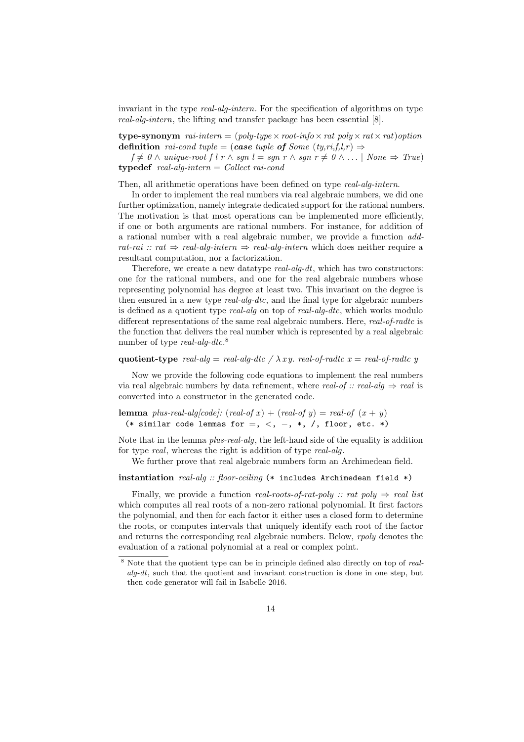invariant in the type *real-alg-intern*. For the specification of algorithms on type *real-alg-intern*, the lifting and transfer package has been essential [8].

**type-synonym** *rai-intern* = (*poly-type* × *root-info* × *rat poly* × *rat* × *rat*)*option*
**definition** *rai-cond tuple* = (***case*** *tuple* ***of*** *Some* (*ty,ri,f,l,r*) ⇒
  $f \neq 0 \wedge$ *unique-root f l r* ∧ *sgn l* = *sgn r* ∧ *sgn r* ≠ 0 ∧ ... | *None* ⇒ *True*)
**typedef** *real-alg-intern* = *Collect rai-cond*

Then, all arithmetic operations have been defined on type *real-alg-intern*.

In order to implement the real numbers via real algebraic numbers, we did one further optimization, namely integrate dedicated support for the rational numbers. The motivation is that most operations can be implemented more efficiently, if one or both arguments are rational numbers. For instance, for addition of a rational number with a real algebraic number, we provide a function *add-rat-rai* :: *rat* ⇒ *real-alg-intern* ⇒ *real-alg-intern* which does neither require a resultant computation, nor a factorization.

Therefore, we create a new datatype *real-alg-dt*, which has two constructors: one for the rational numbers, and one for the real algebraic numbers whose representing polynomial has degree at least two. This invariant on the degree is then ensured in a new type *real-alg-dtc*, and the final type for algebraic numbers is defined as a quotient type *real-alg* on top of *real-alg-dtc*, which works modulo different representations of the same real algebraic numbers. Here, *real-of-radtc* is the function that delivers the real number which is represented by a real algebraic number of type *real-alg-dtc*.[8]

**quotient-type** *real-alg* = *real-alg-dtc* / λ *x y*. *real-of-radtc x* = *real-of-radtc y*

Now we provide the following code equations to implement the real numbers via real algebraic numbers by data refinement, where *real-of* :: *real-alg* ⇒ *real* is converted into a constructor in the generated code.

**lemma** *plus-real-alg[code]:* (*real-of x*) + (*real-of y*) = *real-of* (*x* + *y*)
 `(* similar code lemmas for =, <, −, *, /, floor, etc. *)`

Note that in the lemma *plus-real-alg*, the left-hand side of the equality is addition for type *real*, whereas the right is addition of type *real-alg*.

We further prove that real algebraic numbers form an Archimedean field.

**instantiation** *real-alg* :: *floor-ceiling* `(* includes Archimedean field *)`

Finally, we provide a function *real-roots-of-rat-poly* :: *rat poly* ⇒ *real list* which computes all real roots of a non-zero rational polynomial. It first factors the polynomial, and then for each factor it either uses a closed form to determine the roots, or computes intervals that uniquely identify each root of the factor and returns the corresponding real algebraic numbers. Below, *rpoly* denotes the evaluation of a rational polynomial at a real or complex point.

[8] Note that the quotient type can be in principle defined also directly on top of *real-alg-dt*, such that the quotient and invariant construction is done in one step, but then code generator will fail in Isabelle 2016.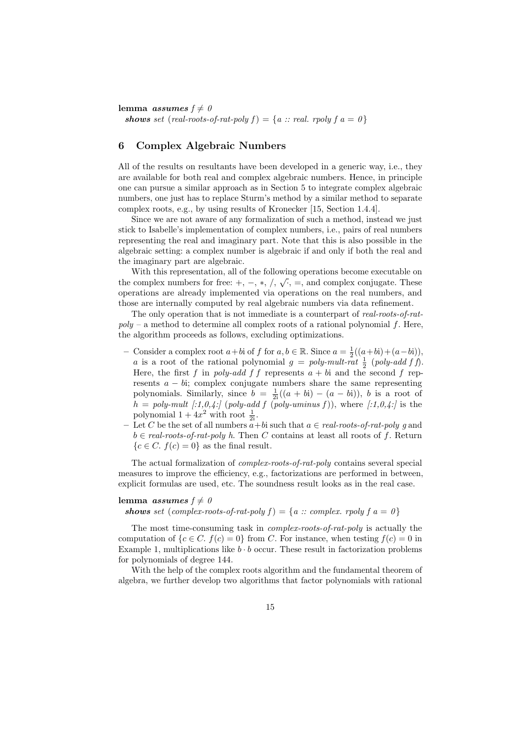**lemma** ***assumes*** *f ≠ 0*
  ***shows*** *set (real-roots-of-rat-poly f) = {a :: real. rpoly f a = 0}*

## 6 Complex Algebraic Numbers

All of the results on resultants have been developed in a generic way, i.e., they are available for both real and complex algebraic numbers. Hence, in principle one can pursue a similar approach as in Section 5 to integrate complex algebraic numbers, one just has to replace Sturm's method by a similar method to separate complex roots, e.g., by using results of Kronecker [15, Section 1.4.4].

Since we are not aware of any formalization of such a method, instead we just stick to Isabelle's implementation of complex numbers, i.e., pairs of real numbers representing the real and imaginary part. Note that this is also possible in the algebraic setting: a complex number is algebraic if and only if both the real and the imaginary part are algebraic.

With this representation, all of the following operations become executable on the complex numbers for free: $+$, $-$, $*$, $/$, $\sqrt{\cdot}$, $=$, and complex conjugate. These operations are already implemented via operations on the real numbers, and those are internally computed by real algebraic numbers via data refinement.

The only operation that is not immediate is a counterpart of *real-roots-of-rat-poly* – a method to determine all complex roots of a rational polynomial $f$. Here, the algorithm proceeds as follows, excluding optimizations.

- Consider a complex root $a + b\mathrm{i}$ of $f$ for $a, b \in \mathbb{R}$. Since $a = \frac{1}{2}((a+b\mathrm{i})+(a-b\mathrm{i}))$, $a$ is a root of the rational polynomial $g$ = *poly-mult-rat* $\frac{1}{2}$ (*poly-add f f*). Here, the first $f$ in *poly-add f f* represents $a + b\mathrm{i}$ and the second $f$ represents $a - b\mathrm{i}$; complex conjugate numbers share the same representing polynomials. Similarly, since $b = \frac{1}{2\mathrm{i}}((a + b\mathrm{i}) - (a - b\mathrm{i}))$, $b$ is a root of $h$ = *poly-mult [:1,0,4:] (poly-add f (poly-uminus f))*, where *[:1,0,4:]* is the polynomial $1 + 4x^2$ with root $\frac{1}{2\mathrm{i}}$.
- Let $C$ be the set of all numbers $a+b\mathrm{i}$ such that $a \in$ *real-roots-of-rat-poly g* and $b \in$ *real-roots-of-rat-poly h*. Then $C$ contains at least all roots of $f$. Return $\{c \in C.\ f(c) = 0\}$ as the final result.

The actual formalization of *complex-roots-of-rat-poly* contains several special measures to improve the efficiency, e.g., factorizations are performed in between, explicit formulas are used, etc. The soundness result looks as in the real case.

**lemma** ***assumes*** *f ≠ 0*
  ***shows*** *set (complex-roots-of-rat-poly f) = {a :: complex. rpoly f a = 0}*

The most time-consuming task in *complex-roots-of-rat-poly* is actually the computation of $\{c \in C.\ f(c) = 0\}$ from $C$. For instance, when testing $f(c) = 0$ in Example 1, multiplications like $b \cdot b$ occur. These result in factorization problems for polynomials of degree 144.

With the help of the complex roots algorithm and the fundamental theorem of algebra, we further develop two algorithms that factor polynomials with rational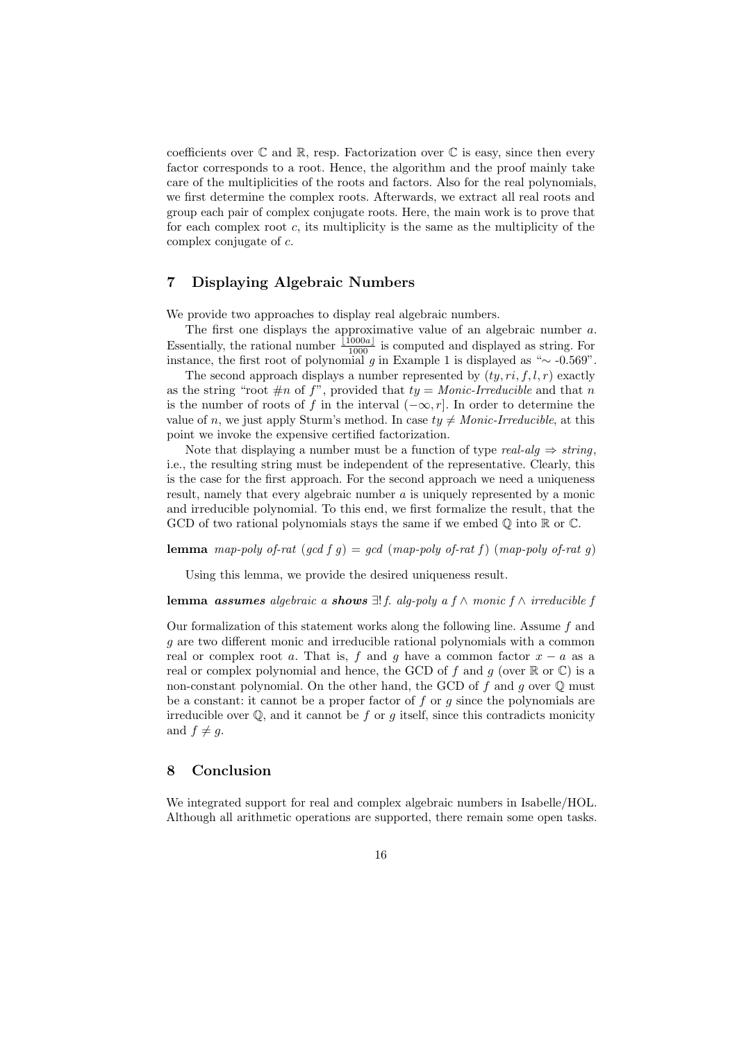coefficients over $\mathbb{C}$ and $\mathbb{R}$, resp. Factorization over $\mathbb{C}$ is easy, since then every factor corresponds to a root. Hence, the algorithm and the proof mainly take care of the multiplicities of the roots and factors. Also for the real polynomials, we first determine the complex roots. Afterwards, we extract all real roots and group each pair of complex conjugate roots. Here, the main work is to prove that for each complex root $c$, its multiplicity is the same as the multiplicity of the complex conjugate of $c$.

## 7 Displaying Algebraic Numbers

We provide two approaches to display real algebraic numbers.

The first one displays the approximative value of an algebraic number $a$. Essentially, the rational number $\frac{\lfloor 1000a \rfloor}{1000}$ is computed and displayed as string. For instance, the first root of polynomial $g$ in Example 1 is displayed as "$\sim$ -0.569".

The second approach displays a number represented by $(ty, ri, f, l, r)$ exactly as the string "root #$n$ of $f$", provided that $ty = $ *Monic-Irreducible* and that $n$ is the number of roots of $f$ in the interval $(-\infty, r]$. In order to determine the value of $n$, we just apply Sturm's method. In case $ty \neq$ *Monic-Irreducible*, at this point we invoke the expensive certified factorization.

Note that displaying a number must be a function of type *real-alg* $\Rightarrow$ *string*, i.e., the resulting string must be independent of the representative. Clearly, this is the case for the first approach. For the second approach we need a uniqueness result, namely that every algebraic number $a$ is uniquely represented by a monic and irreducible polynomial. To this end, we first formalize the result, that the GCD of two rational polynomials stays the same if we embed $\mathbb{Q}$ into $\mathbb{R}$ or $\mathbb{C}$.

**lemma** *map-poly of-rat* (*gcd f g*) = *gcd* (*map-poly of-rat f*) (*map-poly of-rat g*)

Using this lemma, we provide the desired uniqueness result.

**lemma** ***assumes*** *algebraic a* ***shows*** $\exists!$ *f. alg-poly a f* $\wedge$ *monic f* $\wedge$ *irreducible f*

Our formalization of this statement works along the following line. Assume $f$ and $g$ are two different monic and irreducible rational polynomials with a common real or complex root $a$. That is, $f$ and $g$ have a common factor $x - a$ as a real or complex polynomial and hence, the GCD of $f$ and $g$ (over $\mathbb{R}$ or $\mathbb{C}$) is a non-constant polynomial. On the other hand, the GCD of $f$ and $g$ over $\mathbb{Q}$ must be a constant: it cannot be a proper factor of $f$ or $g$ since the polynomials are irreducible over $\mathbb{Q}$, and it cannot be $f$ or $g$ itself, since this contradicts monicity and $f \neq g$.

## 8 Conclusion

We integrated support for real and complex algebraic numbers in Isabelle/HOL. Although all arithmetic operations are supported, there remain some open tasks.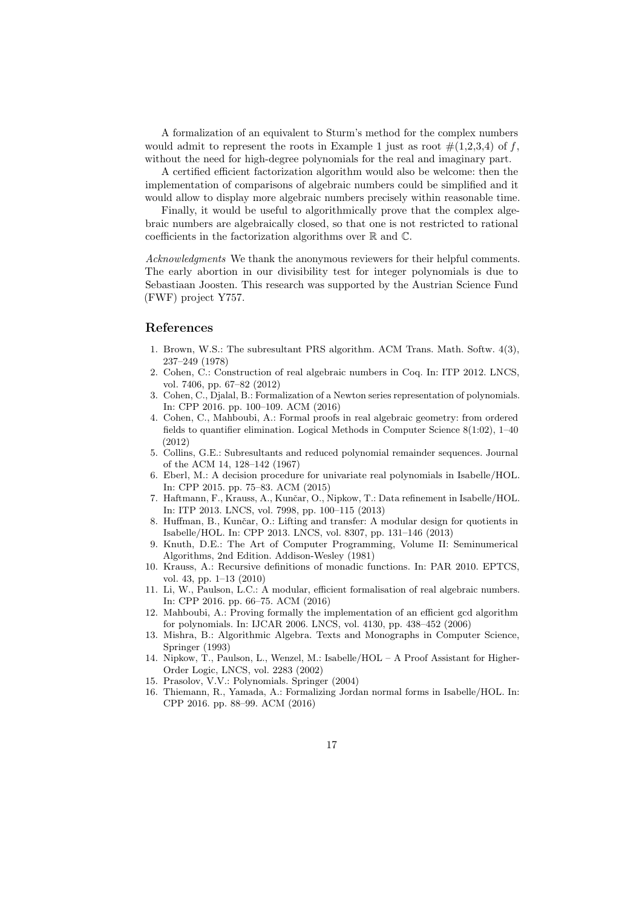A formalization of an equivalent to Sturm's method for the complex numbers would admit to represent the roots in Example 1 just as root $\#(1,2,3,4)$ of $f$, without the need for high-degree polynomials for the real and imaginary part.

A certified efficient factorization algorithm would also be welcome: then the implementation of comparisons of algebraic numbers could be simplified and it would allow to display more algebraic numbers precisely within reasonable time.

Finally, it would be useful to algorithmically prove that the complex algebraic numbers are algebraically closed, so that one is not restricted to rational coefficients in the factorization algorithms over $\mathbb{R}$ and $\mathbb{C}$.

*Acknowledgments* We thank the anonymous reviewers for their helpful comments. The early abortion in our divisibility test for integer polynomials is due to Sebastiaan Joosten. This research was supported by the Austrian Science Fund (FWF) project Y757.

## References

1. Brown, W.S.: The subresultant PRS algorithm. ACM Trans. Math. Softw. 4(3), 237–249 (1978)
2. Cohen, C.: Construction of real algebraic numbers in Coq. In: ITP 2012. LNCS, vol. 7406, pp. 67–82 (2012)
3. Cohen, C., Djalal, B.: Formalization of a Newton series representation of polynomials. In: CPP 2016. pp. 100–109. ACM (2016)
4. Cohen, C., Mahboubi, A.: Formal proofs in real algebraic geometry: from ordered fields to quantifier elimination. Logical Methods in Computer Science 8(1:02), 1–40 (2012)
5. Collins, G.E.: Subresultants and reduced polynomial remainder sequences. Journal of the ACM 14, 128–142 (1967)
6. Eberl, M.: A decision procedure for univariate real polynomials in Isabelle/HOL. In: CPP 2015. pp. 75–83. ACM (2015)
7. Haftmann, F., Krauss, A., Kunčar, O., Nipkow, T.: Data refinement in Isabelle/HOL. In: ITP 2013. LNCS, vol. 7998, pp. 100–115 (2013)
8. Huffman, B., Kunčar, O.: Lifting and transfer: A modular design for quotients in Isabelle/HOL. In: CPP 2013. LNCS, vol. 8307, pp. 131–146 (2013)
9. Knuth, D.E.: The Art of Computer Programming, Volume II: Seminumerical Algorithms, 2nd Edition. Addison-Wesley (1981)
10. Krauss, A.: Recursive definitions of monadic functions. In: PAR 2010. EPTCS, vol. 43, pp. 1–13 (2010)
11. Li, W., Paulson, L.C.: A modular, efficient formalisation of real algebraic numbers. In: CPP 2016. pp. 66–75. ACM (2016)
12. Mahboubi, A.: Proving formally the implementation of an efficient gcd algorithm for polynomials. In: IJCAR 2006. LNCS, vol. 4130, pp. 438–452 (2006)
13. Mishra, B.: Algorithmic Algebra. Texts and Monographs in Computer Science, Springer (1993)
14. Nipkow, T., Paulson, L., Wenzel, M.: Isabelle/HOL – A Proof Assistant for Higher-Order Logic, LNCS, vol. 2283 (2002)
15. Prasolov, V.V.: Polynomials. Springer (2004)
16. Thiemann, R., Yamada, A.: Formalizing Jordan normal forms in Isabelle/HOL. In: CPP 2016. pp. 88–99. ACM (2016)